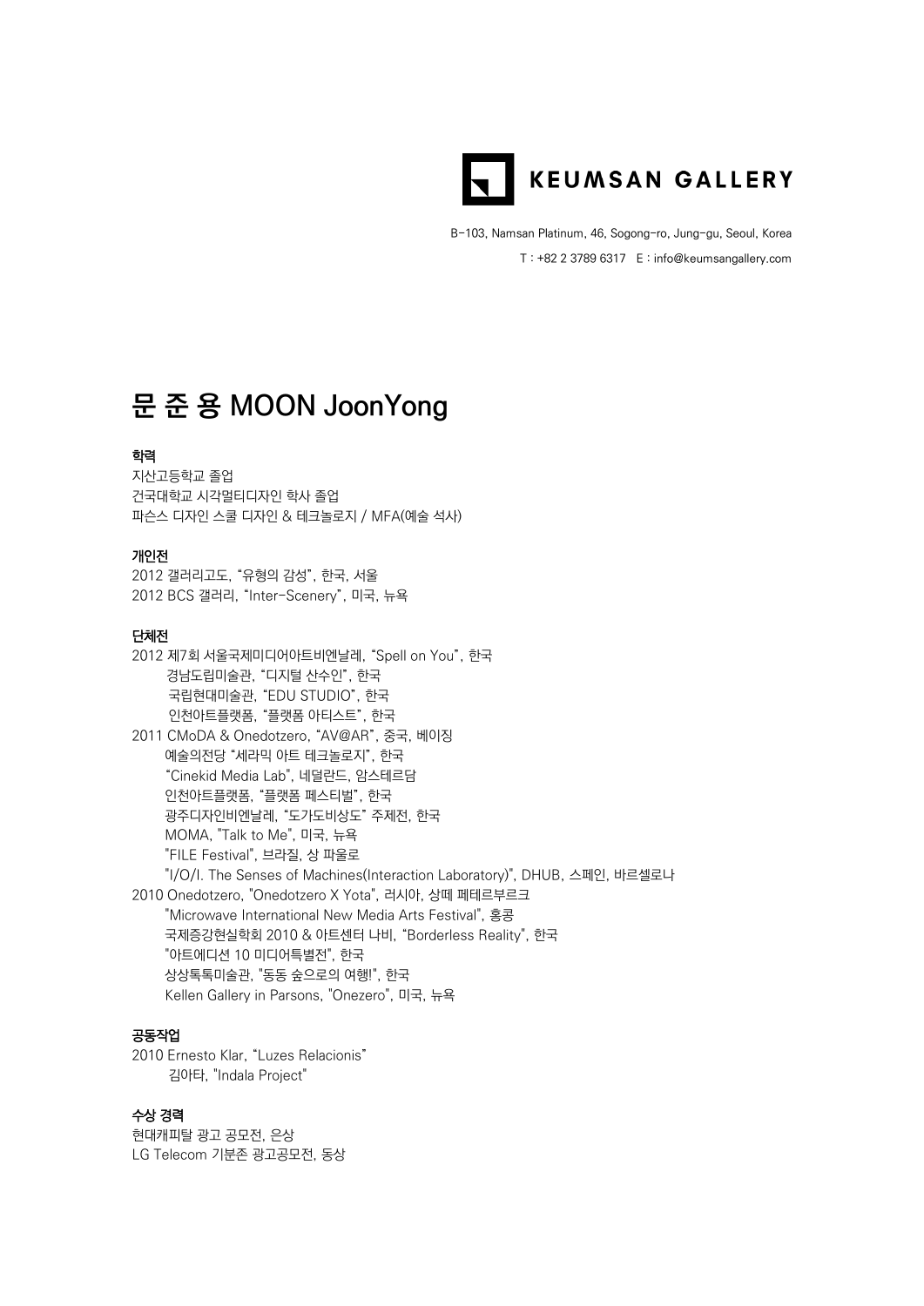KEUMSAN GALLERY

B-103, Namsan Platinum, 46, Sogong-ro, Jung-gu, Seoul, Korea

T : +82 2 3789 6317 E : info@keumsangallery.com

# 문 준 용 MOON JoonYong

### 학력

지산고등학교 졸업  
건국대학교 시각멀티디자인 학사 졸업  
파슨스 디자인 스쿨 디자인 & 테크놀로지 / MFA(예술 석사)

### 개인전

2012 갤러리고도, "유형의 감성", 한국, 서울  
2012 BCS 갤러리, "Inter-Scenery", 미국, 뉴욕

### 단체전

2012 제7회 서울국제미디어아트비엔날레, "Spell on You", 한국  
경남도립미술관, "디지털 산수인", 한국  
국립현대미술관, "EDU STUDIO", 한국  
인천아트플랫폼, "플랫폼 아티스트", 한국  
2011 CMoDA & Onedotzero, "AV@AR", 중국, 베이징  
예술의전당 "세라믹 아트 테크놀로지", 한국  
"Cinekid Media Lab", 네덜란드, 암스테르담  
인천아트플랫폼, "플랫폼 페스티벌", 한국  
광주디자인비엔날레, "도가도비상도" 주제전, 한국  
MOMA, "Talk to Me", 미국, 뉴욕  
"FILE Festival", 브라질, 상 파울로  
"I/O/I. The Senses of Machines(Interaction Laboratory)", DHUB, 스페인, 바르셀로나  
2010 Onedotzero, "Onedotzero X Yota", 러시아, 상떼 페테르부르크  
"Microwave International New Media Arts Festival", 홍콩  
국제증강현실학회 2010 & 아트센터 나비, "Borderless Reality", 한국  
"아트에디션 10 미디어특별전", 한국  
상상톡톡미술관, "동동 숲으로의 여행!", 한국  
Kellen Gallery in Parsons, "Onezero", 미국, 뉴욕

### 공동작업

2010 Ernesto Klar, "Luzes Relacionis"  
김아타, "Indala Project"

### 수상 경력

현대캐피탈 광고 공모전, 은상  
LG Telecom 기분존 광고공모전, 동상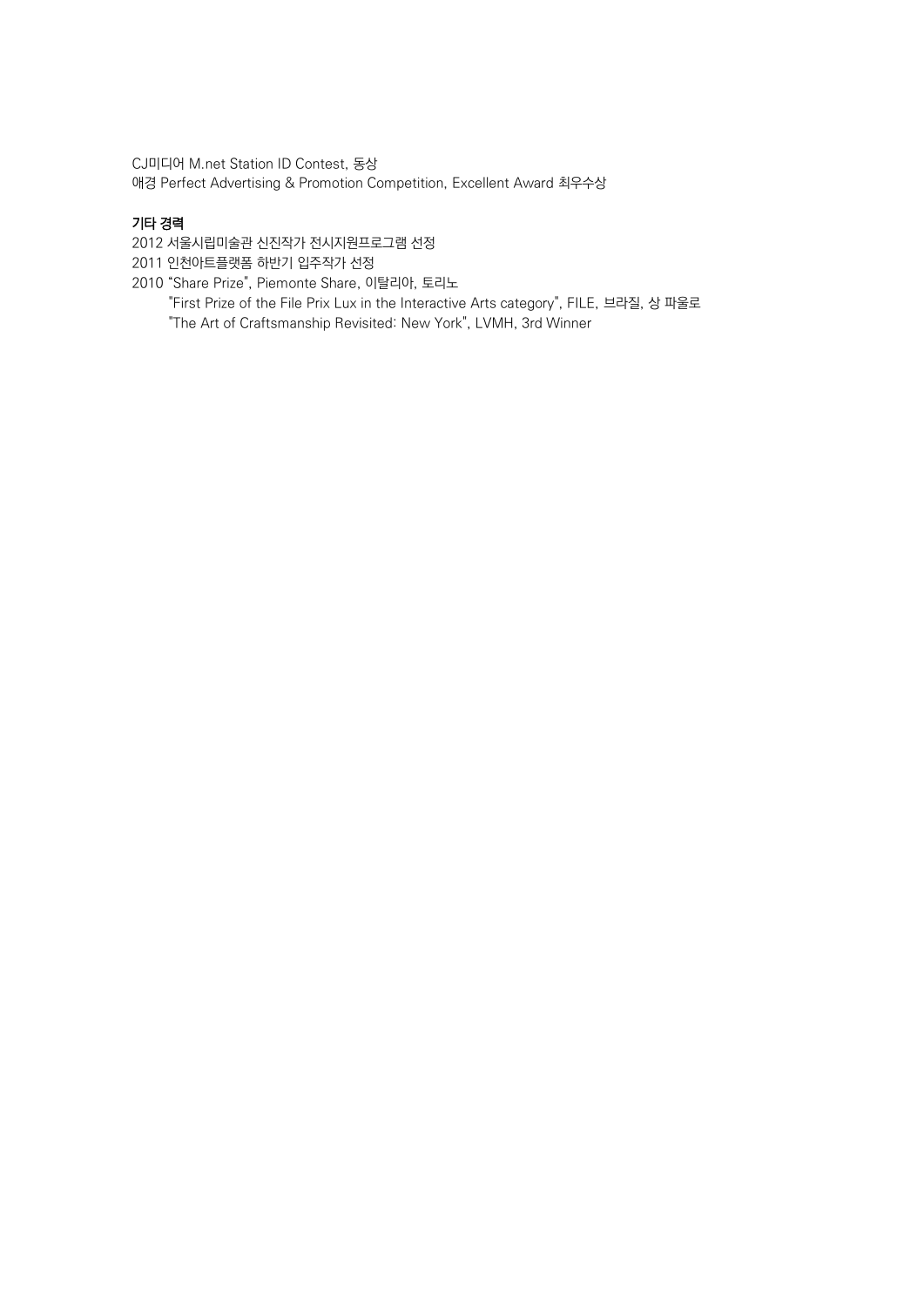CJ미디어 M.net Station ID Contest, 동상
애경 Perfect Advertising & Promotion Competition, Excellent Award 최우수상

**기타 경력**

2012 서울시립미술관 신진작가 전시지원프로그램 선정
2011 인천아트플랫폼 하반기 입주작가 선정
2010 "Share Prize", Piemonte Share, 이탈리아, 토리노
"First Prize of the File Prix Lux in the Interactive Arts category", FILE, 브라질, 상 파울로
"The Art of Craftsmanship Revisited: New York", LVMH, 3rd Winner